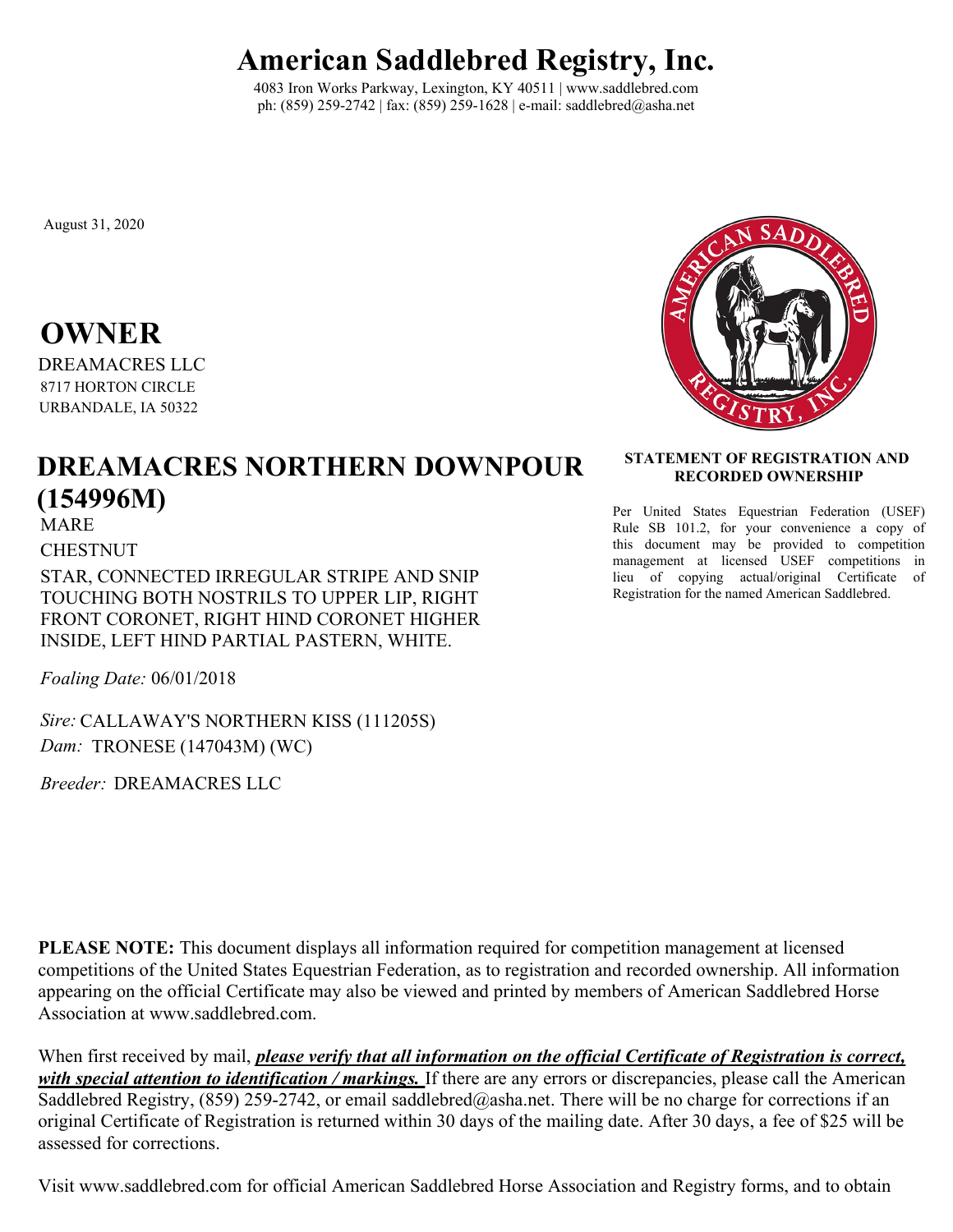# American Saddlebred Registry, Inc.

4083 Iron Works Parkway, Lexington, KY 40511 | www.saddlebred.com
ph: (859) 259-2742 | fax: (859) 259-1628 | e-mail: saddlebred@asha.net

August 31, 2020

## OWNER

DREAMACRES LLC
8717 HORTON CIRCLE
URBANDALE, IA 50322

## DREAMACRES NORTHERN DOWNPOUR (154996M)

MARE

CHESTNUT

STAR, CONNECTED IRREGULAR STRIPE AND SNIP TOUCHING BOTH NOSTRILS TO UPPER LIP, RIGHT FRONT CORONET, RIGHT HIND CORONET HIGHER INSIDE, LEFT HIND PARTIAL PASTERN, WHITE.

*Foaling Date:* 06/01/2018

*Sire:* CALLAWAY'S NORTHERN KISS (111205S)
*Dam:* TRONESE (147043M) (WC)

*Breeder:* DREAMACRES LLC

**STATEMENT OF REGISTRATION AND RECORDED OWNERSHIP**

Per United States Equestrian Federation (USEF) Rule SB 101.2, for your convenience a copy of this document may be provided to competition management at licensed USEF competitions in lieu of copying actual/original Certificate of Registration for the named American Saddlebred.

**PLEASE NOTE:** This document displays all information required for competition management at licensed competitions of the United States Equestrian Federation, as to registration and recorded ownership. All information appearing on the official Certificate may also be viewed and printed by members of American Saddlebred Horse Association at www.saddlebred.com.

When first received by mail, ***please verify that all information on the official Certificate of Registration is correct, with special attention to identification / markings.*** If there are any errors or discrepancies, please call the American Saddlebred Registry, (859) 259-2742, or email saddlebred@asha.net. There will be no charge for corrections if an original Certificate of Registration is returned within 30 days of the mailing date. After 30 days, a fee of $25 will be assessed for corrections.

Visit www.saddlebred.com for official American Saddlebred Horse Association and Registry forms, and to obtain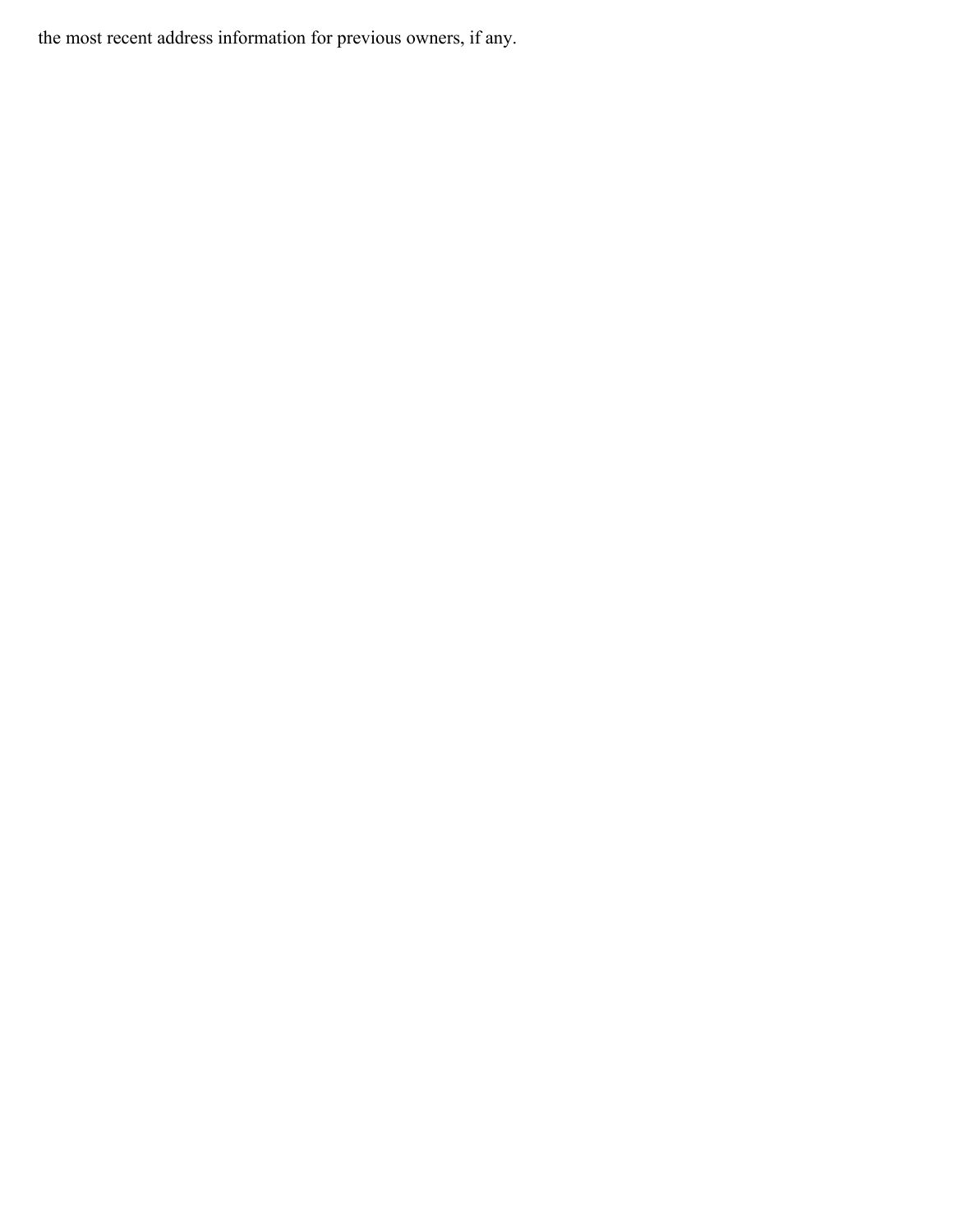the most recent address information for previous owners, if any.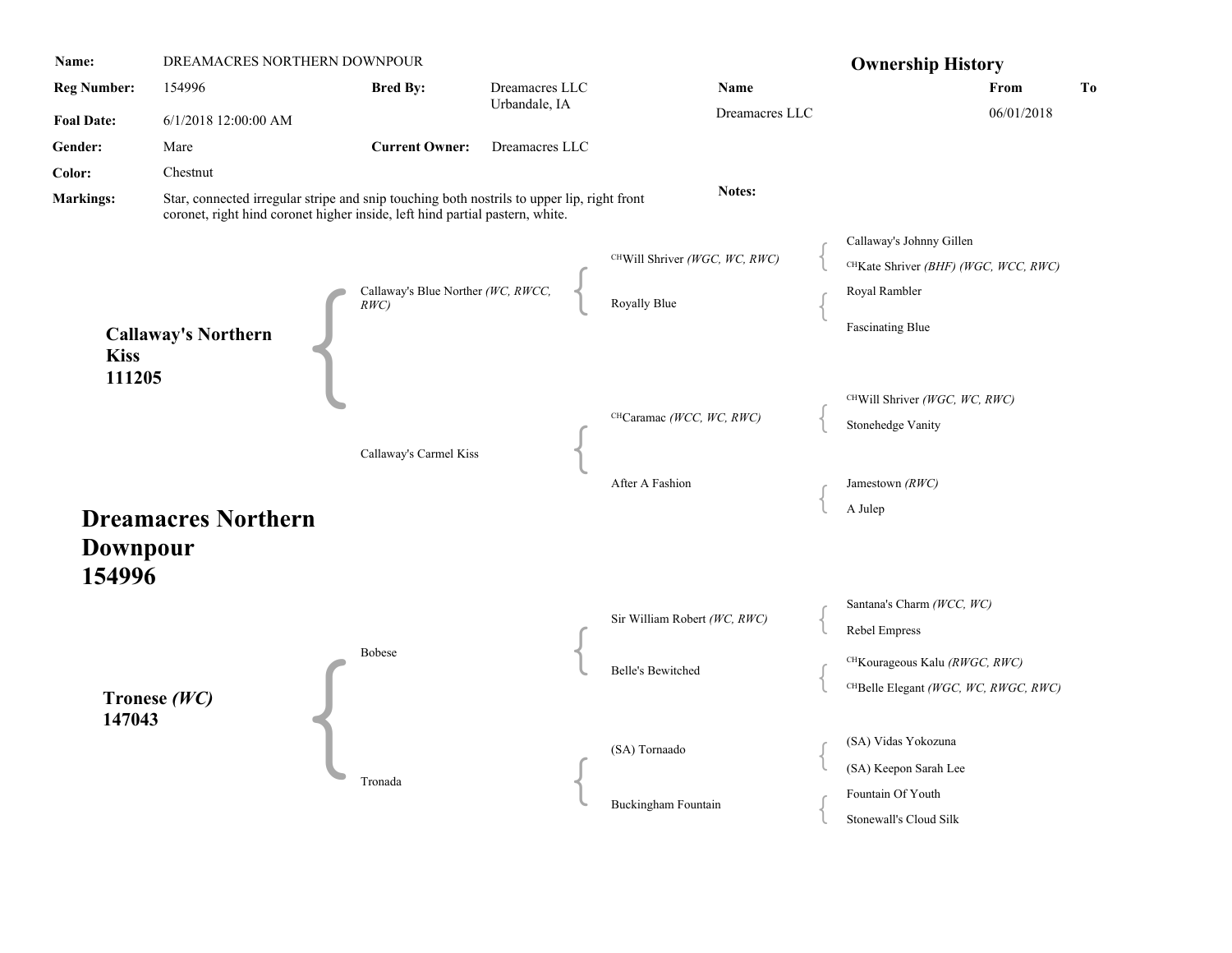| | | | |
|---|---|---|---|
| **Name:** | DREAMACRES NORTHERN DOWNPOUR | | |
| **Reg Number:** | 154996 | **Bred By:** | Dreamacres LLC Urbandale, IA |
| **Foal Date:** | 6/1/2018 12:00:00 AM | | |
| **Gender:** | Mare | **Current Owner:** | Dreamacres LLC |
| **Color:** | Chestnut | | |
| **Markings:** | Star, connected irregular stripe and snip touching both nostrils to upper lip, right front coronet, right hind coronet higher inside, left hind partial pastern, white. | | |

**Ownership History**

| Name | From | To |
|---|---|---|
| Dreamacres LLC | 06/01/2018 | |

**Notes:**

# Dreamacres Northern Downpour 154996

## Callaway's Northern Kiss 111205

- Callaway's Blue Norther *(WC, RWCC, RWC)*
  - CH Will Shriver *(WGC, WC, RWC)*
    - Callaway's Johnny Gillen
    - CH Kate Shriver *(BHF) (WGC, WCC, RWC)*
  - Royally Blue
    - Royal Rambler
    - Fascinating Blue
- Callaway's Carmel Kiss
  - CH Caramac *(WCC, WC, RWC)*
    - CH Will Shriver *(WGC, WC, RWC)*
    - Stonehedge Vanity
  - After A Fashion
    - Jamestown *(RWC)*
    - A Julep

## Tronese *(WC)* 147043

- Bobese
  - Sir William Robert *(WC, RWC)*
    - Santana's Charm *(WCC, WC)*
    - Rebel Empress
  - Belle's Bewitched
    - CH Kourageous Kalu *(RWGC, RWC)*
    - CH Belle Elegant *(WGC, WC, RWGC, RWC)*
- Tronada
  - (SA) Tornaado
    - (SA) Vidas Yokozuna
    - (SA) Keepon Sarah Lee
  - Buckingham Fountain
    - Fountain Of Youth
    - Stonewall's Cloud Silk